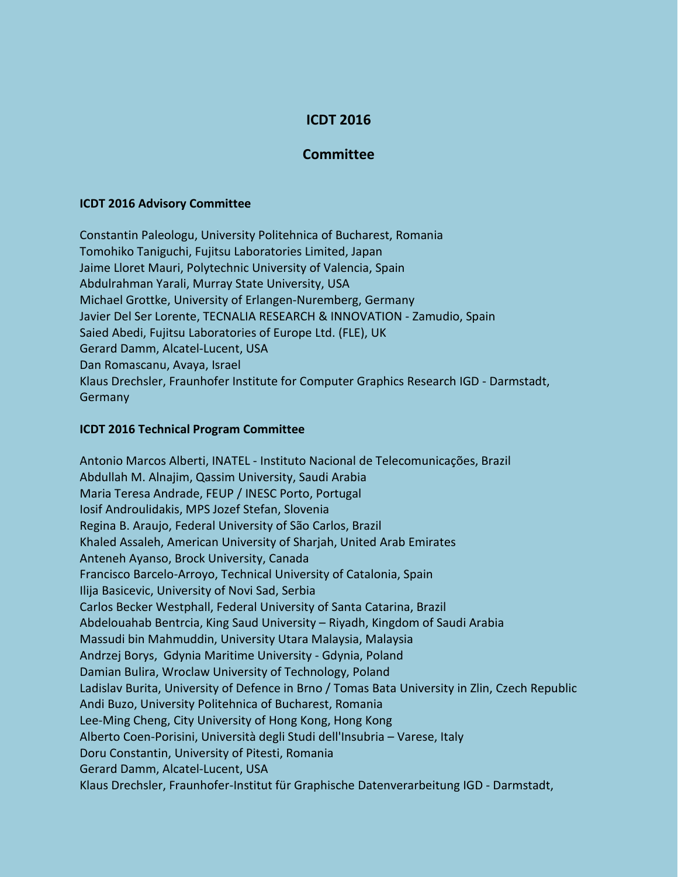# ICDT 2016

## Committee

### ICDT 2016 Advisory Committee

Constantin Paleologu, University Politehnica of Bucharest, Romania
Tomohiko Taniguchi, Fujitsu Laboratories Limited, Japan
Jaime Lloret Mauri, Polytechnic University of Valencia, Spain
Abdulrahman Yarali, Murray State University, USA
Michael Grottke, University of Erlangen-Nuremberg, Germany
Javier Del Ser Lorente, TECNALIA RESEARCH & INNOVATION - Zamudio, Spain
Saied Abedi, Fujitsu Laboratories of Europe Ltd. (FLE), UK
Gerard Damm, Alcatel-Lucent, USA
Dan Romascanu, Avaya, Israel
Klaus Drechsler, Fraunhofer Institute for Computer Graphics Research IGD - Darmstadt, Germany

### ICDT 2016 Technical Program Committee

Antonio Marcos Alberti, INATEL - Instituto Nacional de Telecomunicações, Brazil
Abdullah M. Alnajim, Qassim University, Saudi Arabia
Maria Teresa Andrade, FEUP / INESC Porto, Portugal
Iosif Androulidakis, MPS Jozef Stefan, Slovenia
Regina B. Araujo, Federal University of São Carlos, Brazil
Khaled Assaleh, American University of Sharjah, United Arab Emirates
Anteneh Ayanso, Brock University, Canada
Francisco Barcelo-Arroyo, Technical University of Catalonia, Spain
Ilija Basicevic, University of Novi Sad, Serbia
Carlos Becker Westphall, Federal University of Santa Catarina, Brazil
Abdelouahab Bentrcia, King Saud University – Riyadh, Kingdom of Saudi Arabia
Massudi bin Mahmuddin, University Utara Malaysia, Malaysia
Andrzej Borys, Gdynia Maritime University - Gdynia, Poland
Damian Bulira, Wroclaw University of Technology, Poland
Ladislav Burita, University of Defence in Brno / Tomas Bata University in Zlin, Czech Republic
Andi Buzo, University Politehnica of Bucharest, Romania
Lee-Ming Cheng, City University of Hong Kong, Hong Kong
Alberto Coen-Porisini, Università degli Studi dell'Insubria – Varese, Italy
Doru Constantin, University of Pitesti, Romania
Gerard Damm, Alcatel-Lucent, USA
Klaus Drechsler, Fraunhofer-Institut für Graphische Datenverarbeitung IGD - Darmstadt,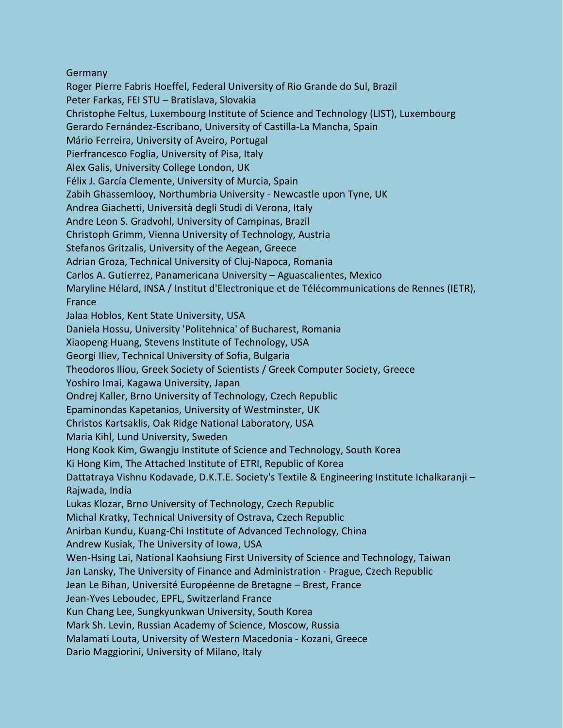Germany
Roger Pierre Fabris Hoeffel, Federal University of Rio Grande do Sul, Brazil
Peter Farkas, FEI STU – Bratislava, Slovakia
Christophe Feltus, Luxembourg Institute of Science and Technology (LIST), Luxembourg
Gerardo Fernández-Escribano, University of Castilla-La Mancha, Spain
Mário Ferreira, University of Aveiro, Portugal
Pierfrancesco Foglia, University of Pisa, Italy
Alex Galis, University College London, UK
Félix J. García Clemente, University of Murcia, Spain
Zabih Ghassemlooy, Northumbria University - Newcastle upon Tyne, UK
Andrea Giachetti, Università degli Studi di Verona, Italy
Andre Leon S. Gradvohl, University of Campinas, Brazil
Christoph Grimm, Vienna University of Technology, Austria
Stefanos Gritzalis, University of the Aegean, Greece
Adrian Groza, Technical University of Cluj-Napoca, Romania
Carlos A. Gutierrez, Panamericana University – Aguascalientes, Mexico
Maryline Hélard, INSA / Institut d'Electronique et de Télécommunications de Rennes (IETR), France
Jalaa Hoblos, Kent State University, USA
Daniela Hossu, University 'Politehnica' of Bucharest, Romania
Xiaopeng Huang, Stevens Institute of Technology, USA
Georgi Iliev, Technical University of Sofia, Bulgaria
Theodoros Iliou, Greek Society of Scientists / Greek Computer Society, Greece
Yoshiro Imai, Kagawa University, Japan
Ondrej Kaller, Brno University of Technology, Czech Republic
Epaminondas Kapetanios, University of Westminster, UK
Christos Kartsaklis, Oak Ridge National Laboratory, USA
Maria Kihl, Lund University, Sweden
Hong Kook Kim, Gwangju Institute of Science and Technology, South Korea
Ki Hong Kim, The Attached Institute of ETRI, Republic of Korea
Dattatraya Vishnu Kodavade, D.K.T.E. Society's Textile & Engineering Institute Ichalkaranji – Rajwada, India
Lukas Klozar, Brno University of Technology, Czech Republic
Michal Kratky, Technical University of Ostrava, Czech Republic
Anirban Kundu, Kuang-Chi Institute of Advanced Technology, China
Andrew Kusiak, The University of Iowa, USA
Wen-Hsing Lai, National Kaohsiung First University of Science and Technology, Taiwan
Jan Lansky, The University of Finance and Administration - Prague, Czech Republic
Jean Le Bihan, Université Européenne de Bretagne – Brest, France
Jean-Yves Leboudec, EPFL, Switzerland France
Kun Chang Lee, Sungkyunkwan University, South Korea
Mark Sh. Levin, Russian Academy of Science, Moscow, Russia
Malamati Louta, University of Western Macedonia - Kozani, Greece
Dario Maggiorini, University of Milano, Italy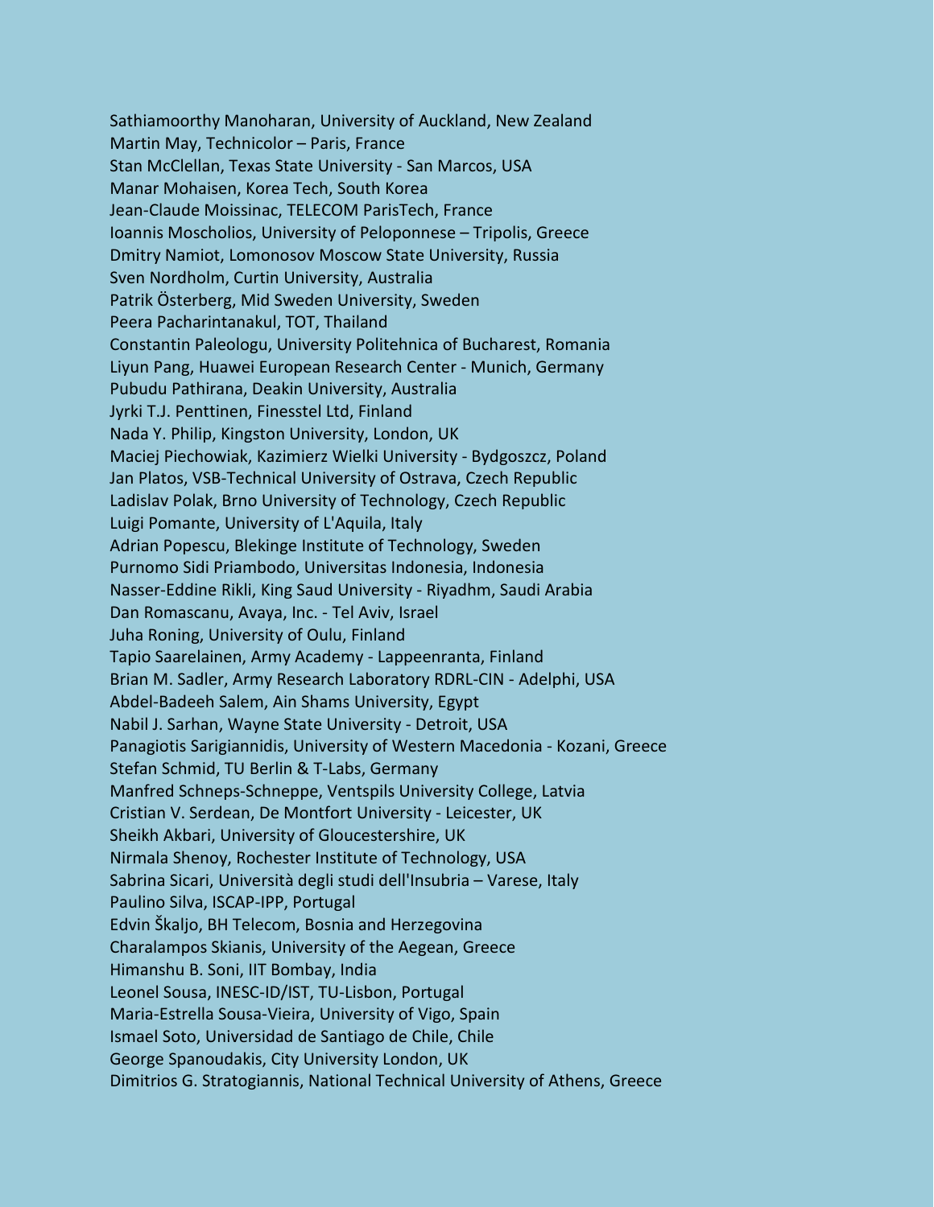Sathiamoorthy Manoharan, University of Auckland, New Zealand
Martin May, Technicolor – Paris, France
Stan McClellan, Texas State University - San Marcos, USA
Manar Mohaisen, Korea Tech, South Korea
Jean-Claude Moissinac, TELECOM ParisTech, France
Ioannis Moscholios, University of Peloponnese – Tripolis, Greece
Dmitry Namiot, Lomonosov Moscow State University, Russia
Sven Nordholm, Curtin University, Australia
Patrik Österberg, Mid Sweden University, Sweden
Peera Pacharintanakul, TOT, Thailand
Constantin Paleologu, University Politehnica of Bucharest, Romania
Liyun Pang, Huawei European Research Center - Munich, Germany
Pubudu Pathirana, Deakin University, Australia
Jyrki T.J. Penttinen, Finesstel Ltd, Finland
Nada Y. Philip, Kingston University, London, UK
Maciej Piechowiak, Kazimierz Wielki University - Bydgoszcz, Poland
Jan Platos, VSB-Technical University of Ostrava, Czech Republic
Ladislav Polak, Brno University of Technology, Czech Republic
Luigi Pomante, University of L'Aquila, Italy
Adrian Popescu, Blekinge Institute of Technology, Sweden
Purnomo Sidi Priambodo, Universitas Indonesia, Indonesia
Nasser-Eddine Rikli, King Saud University - Riyadhm, Saudi Arabia
Dan Romascanu, Avaya, Inc. - Tel Aviv, Israel
Juha Roning, University of Oulu, Finland
Tapio Saarelainen, Army Academy - Lappeenranta, Finland
Brian M. Sadler, Army Research Laboratory RDRL-CIN - Adelphi, USA
Abdel-Badeeh Salem, Ain Shams University, Egypt
Nabil J. Sarhan, Wayne State University - Detroit, USA
Panagiotis Sarigiannidis, University of Western Macedonia - Kozani, Greece
Stefan Schmid, TU Berlin & T-Labs, Germany
Manfred Schneps-Schneppe, Ventspils University College, Latvia
Cristian V. Serdean, De Montfort University - Leicester, UK
Sheikh Akbari, University of Gloucestershire, UK
Nirmala Shenoy, Rochester Institute of Technology, USA
Sabrina Sicari, Università degli studi dell'Insubria – Varese, Italy
Paulino Silva, ISCAP-IPP, Portugal
Edvin Škaljo, BH Telecom, Bosnia and Herzegovina
Charalampos Skianis, University of the Aegean, Greece
Himanshu B. Soni, IIT Bombay, India
Leonel Sousa, INESC-ID/IST, TU-Lisbon, Portugal
Maria-Estrella Sousa-Vieira, University of Vigo, Spain
Ismael Soto, Universidad de Santiago de Chile, Chile
George Spanoudakis, City University London, UK
Dimitrios G. Stratogiannis, National Technical University of Athens, Greece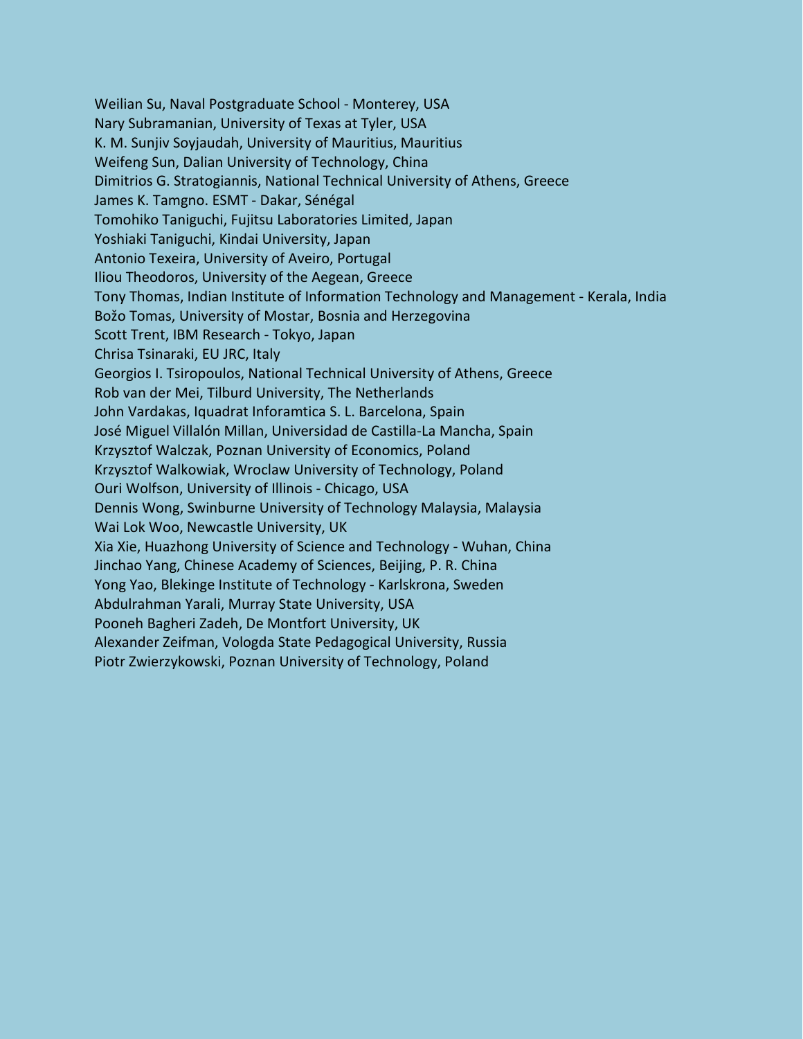Weilian Su, Naval Postgraduate School - Monterey, USA
Nary Subramanian, University of Texas at Tyler, USA
K. M. Sunjiv Soyjaudah, University of Mauritius, Mauritius
Weifeng Sun, Dalian University of Technology, China
Dimitrios G. Stratogiannis, National Technical University of Athens, Greece
James K. Tamgno. ESMT - Dakar, Sénégal
Tomohiko Taniguchi, Fujitsu Laboratories Limited, Japan
Yoshiaki Taniguchi, Kindai University, Japan
Antonio Texeira, University of Aveiro, Portugal
Iliou Theodoros, University of the Aegean, Greece
Tony Thomas, Indian Institute of Information Technology and Management - Kerala, India
Božo Tomas, University of Mostar, Bosnia and Herzegovina
Scott Trent, IBM Research - Tokyo, Japan
Chrisa Tsinaraki, EU JRC, Italy
Georgios I. Tsiropoulos, National Technical University of Athens, Greece
Rob van der Mei, Tilburd University, The Netherlands
John Vardakas, Iquadrat Inforamtica S. L. Barcelona, Spain
José Miguel Villalón Millan, Universidad de Castilla-La Mancha, Spain
Krzysztof Walczak, Poznan University of Economics, Poland
Krzysztof Walkowiak, Wroclaw University of Technology, Poland
Ouri Wolfson, University of Illinois - Chicago, USA
Dennis Wong, Swinburne University of Technology Malaysia, Malaysia
Wai Lok Woo, Newcastle University, UK
Xia Xie, Huazhong University of Science and Technology - Wuhan, China
Jinchao Yang, Chinese Academy of Sciences, Beijing, P. R. China
Yong Yao, Blekinge Institute of Technology - Karlskrona, Sweden
Abdulrahman Yarali, Murray State University, USA
Pooneh Bagheri Zadeh, De Montfort University, UK
Alexander Zeifman, Vologda State Pedagogical University, Russia
Piotr Zwierzykowski, Poznan University of Technology, Poland